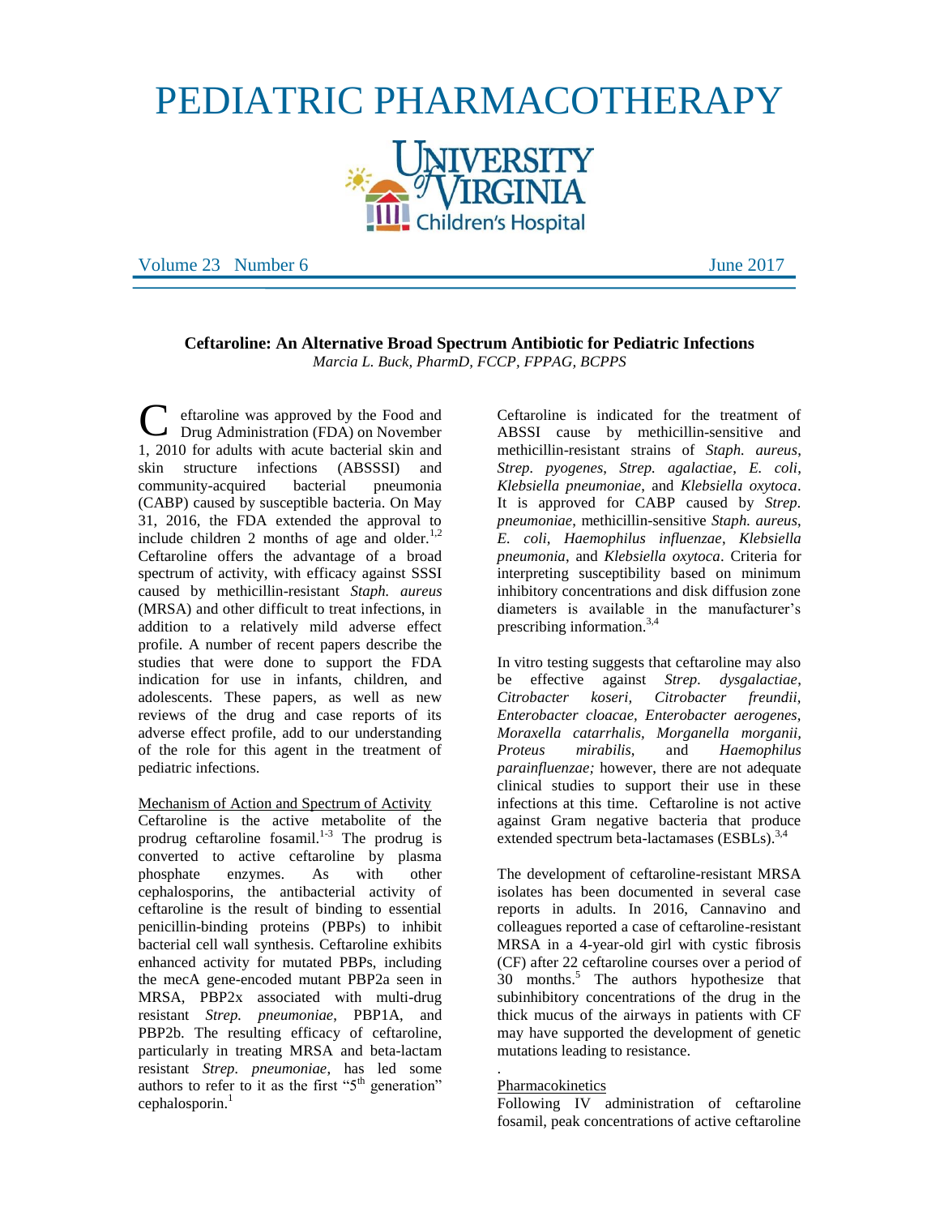# PEDIATRIC PHARMACOTHERAPY

University of Virginia Children's Hospital

Volume 23 Number 6 June 2017

## Ceftaroline: An Alternative Broad Spectrum Antibiotic for Pediatric Infections

*Marcia L. Buck, PharmD, FCCP, FPPAG, BCPPS*

Ceftaroline was approved by the Food and Drug Administration (FDA) on November 1, 2010 for adults with acute bacterial skin and skin structure infections (ABSSSI) and community-acquired bacterial pneumonia (CABP) caused by susceptible bacteria. On May 31, 2016, the FDA extended the approval to include children 2 months of age and older.[1,2] Ceftaroline offers the advantage of a broad spectrum of activity, with efficacy against SSSI caused by methicillin-resistant *Staph. aureus* (MRSA) and other difficult to treat infections, in addition to a relatively mild adverse effect profile. A number of recent papers describe the studies that were done to support the FDA indication for use in infants, children, and adolescents. These papers, as well as new reviews of the drug and case reports of its adverse effect profile, add to our understanding of the role for this agent in the treatment of pediatric infections.

### Mechanism of Action and Spectrum of Activity

Ceftaroline is the active metabolite of the prodrug ceftaroline fosamil.[1-3] The prodrug is converted to active ceftaroline by plasma phosphate enzymes. As with other cephalosporins, the antibacterial activity of ceftaroline is the result of binding to essential penicillin-binding proteins (PBPs) to inhibit bacterial cell wall synthesis. Ceftaroline exhibits enhanced activity for mutated PBPs, including the mecA gene-encoded mutant PBP2a seen in MRSA, PBP2x associated with multi-drug resistant *Strep. pneumoniae*, PBP1A, and PBP2b. The resulting efficacy of ceftaroline, particularly in treating MRSA and beta-lactam resistant *Strep. pneumoniae*, has led some authors to refer to it as the first "5th generation" cephalosporin.[1]

Ceftaroline is indicated for the treatment of ABSSI cause by methicillin-sensitive and methicillin-resistant strains of *Staph. aureus*, *Strep. pyogenes*, *Strep. agalactiae*, *E. coli*, *Klebsiella pneumoniae*, and *Klebsiella oxytoca*. It is approved for CABP caused by *Strep. pneumoniae*, methicillin-sensitive *Staph. aureus*, *E. coli*, *Haemophilus influenzae*, *Klebsiella pneumonia*, and *Klebsiella oxytoca*. Criteria for interpreting susceptibility based on minimum inhibitory concentrations and disk diffusion zone diameters is available in the manufacturer's prescribing information.[3,4]

In vitro testing suggests that ceftaroline may also be effective against *Strep. dysgalactiae*, *Citrobacter koseri, Citrobacter freundii, Enterobacter cloacae, Enterobacter aerogenes, Moraxella catarrhalis, Morganella morganii, Proteus mirabilis*, and *Haemophilus parainfluenzae;* however, there are not adequate clinical studies to support their use in these infections at this time. Ceftaroline is not active against Gram negative bacteria that produce extended spectrum beta-lactamases (ESBLs).[3,4]

The development of ceftaroline-resistant MRSA isolates has been documented in several case reports in adults. In 2016, Cannavino and colleagues reported a case of ceftaroline-resistant MRSA in a 4-year-old girl with cystic fibrosis (CF) after 22 ceftaroline courses over a period of 30 months.[5] The authors hypothesize that subinhibitory concentrations of the drug in the thick mucus of the airways in patients with CF may have supported the development of genetic mutations leading to resistance.

### Pharmacokinetics

Following IV administration of ceftaroline fosamil, peak concentrations of active ceftaroline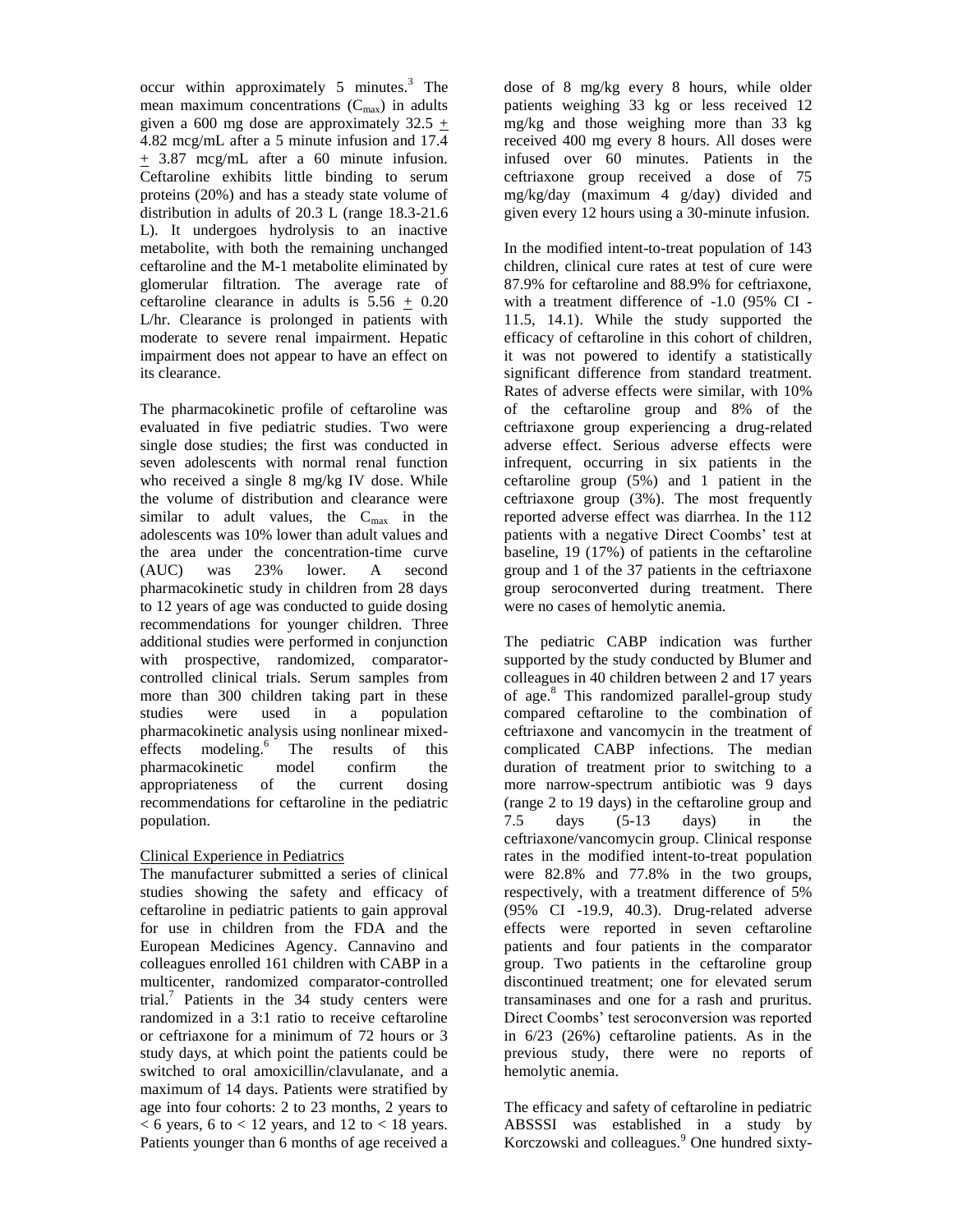occur within approximately 5 minutes.[3] The mean maximum concentrations ($C_{max}$) in adults given a 600 mg dose are approximately 32.5 $\pm$ 4.82 mcg/mL after a 5 minute infusion and 17.4 $\pm$ 3.87 mcg/mL after a 60 minute infusion. Ceftaroline exhibits little binding to serum proteins (20%) and has a steady state volume of distribution in adults of 20.3 L (range 18.3-21.6 L). It undergoes hydrolysis to an inactive metabolite, with both the remaining unchanged ceftaroline and the M-1 metabolite eliminated by glomerular filtration. The average rate of ceftaroline clearance in adults is 5.56 $\pm$ 0.20 L/hr. Clearance is prolonged in patients with moderate to severe renal impairment. Hepatic impairment does not appear to have an effect on its clearance.

The pharmacokinetic profile of ceftaroline was evaluated in five pediatric studies. Two were single dose studies; the first was conducted in seven adolescents with normal renal function who received a single 8 mg/kg IV dose. While the volume of distribution and clearance were similar to adult values, the $C_{max}$ in the adolescents was 10% lower than adult values and the area under the concentration-time curve (AUC) was 23% lower. A second pharmacokinetic study in children from 28 days to 12 years of age was conducted to guide dosing recommendations for younger children. Three additional studies were performed in conjunction with prospective, randomized, comparator-controlled clinical trials. Serum samples from more than 300 children taking part in these studies were used in a population pharmacokinetic analysis using nonlinear mixed-effects modeling.[6] The results of this pharmacokinetic model confirm the appropriateness of the current dosing recommendations for ceftaroline in the pediatric population.

Clinical Experience in Pediatrics

The manufacturer submitted a series of clinical studies showing the safety and efficacy of ceftaroline in pediatric patients to gain approval for use in children from the FDA and the European Medicines Agency. Cannavino and colleagues enrolled 161 children with CABP in a multicenter, randomized comparator-controlled trial.[7] Patients in the 34 study centers were randomized in a 3:1 ratio to receive ceftaroline or ceftriaxone for a minimum of 72 hours or 3 study days, at which point the patients could be switched to oral amoxicillin/clavulanate, and a maximum of 14 days. Patients were stratified by age into four cohorts: 2 to 23 months, 2 years to < 6 years, 6 to < 12 years, and 12 to < 18 years. Patients younger than 6 months of age received a dose of 8 mg/kg every 8 hours, while older patients weighing 33 kg or less received 12 mg/kg and those weighing more than 33 kg received 400 mg every 8 hours. All doses were infused over 60 minutes. Patients in the ceftriaxone group received a dose of 75 mg/kg/day (maximum 4 g/day) divided and given every 12 hours using a 30-minute infusion.

In the modified intent-to-treat population of 143 children, clinical cure rates at test of cure were 87.9% for ceftaroline and 88.9% for ceftriaxone, with a treatment difference of -1.0 (95% CI -11.5, 14.1). While the study supported the efficacy of ceftaroline in this cohort of children, it was not powered to identify a statistically significant difference from standard treatment. Rates of adverse effects were similar, with 10% of the ceftaroline group and 8% of the ceftriaxone group experiencing a drug-related adverse effect. Serious adverse effects were infrequent, occurring in six patients in the ceftaroline group (5%) and 1 patient in the ceftriaxone group (3%). The most frequently reported adverse effect was diarrhea. In the 112 patients with a negative Direct Coombs' test at baseline, 19 (17%) of patients in the ceftaroline group and 1 of the 37 patients in the ceftriaxone group seroconverted during treatment. There were no cases of hemolytic anemia.

The pediatric CABP indication was further supported by the study conducted by Blumer and colleagues in 40 children between 2 and 17 years of age.[8] This randomized parallel-group study compared ceftaroline to the combination of ceftriaxone and vancomycin in the treatment of complicated CABP infections. The median duration of treatment prior to switching to a more narrow-spectrum antibiotic was 9 days (range 2 to 19 days) in the ceftaroline group and 7.5 days (5-13 days) in the ceftriaxone/vancomycin group. Clinical response rates in the modified intent-to-treat population were 82.8% and 77.8% in the two groups, respectively, with a treatment difference of 5% (95% CI -19.9, 40.3). Drug-related adverse effects were reported in seven ceftaroline patients and four patients in the comparator group. Two patients in the ceftaroline group discontinued treatment; one for elevated serum transaminases and one for a rash and pruritus. Direct Coombs' test seroconversion was reported in 6/23 (26%) ceftaroline patients. As in the previous study, there were no reports of hemolytic anemia.

The efficacy and safety of ceftaroline in pediatric ABSSSI was established in a study by Korczowski and colleagues.[9] One hundred sixty-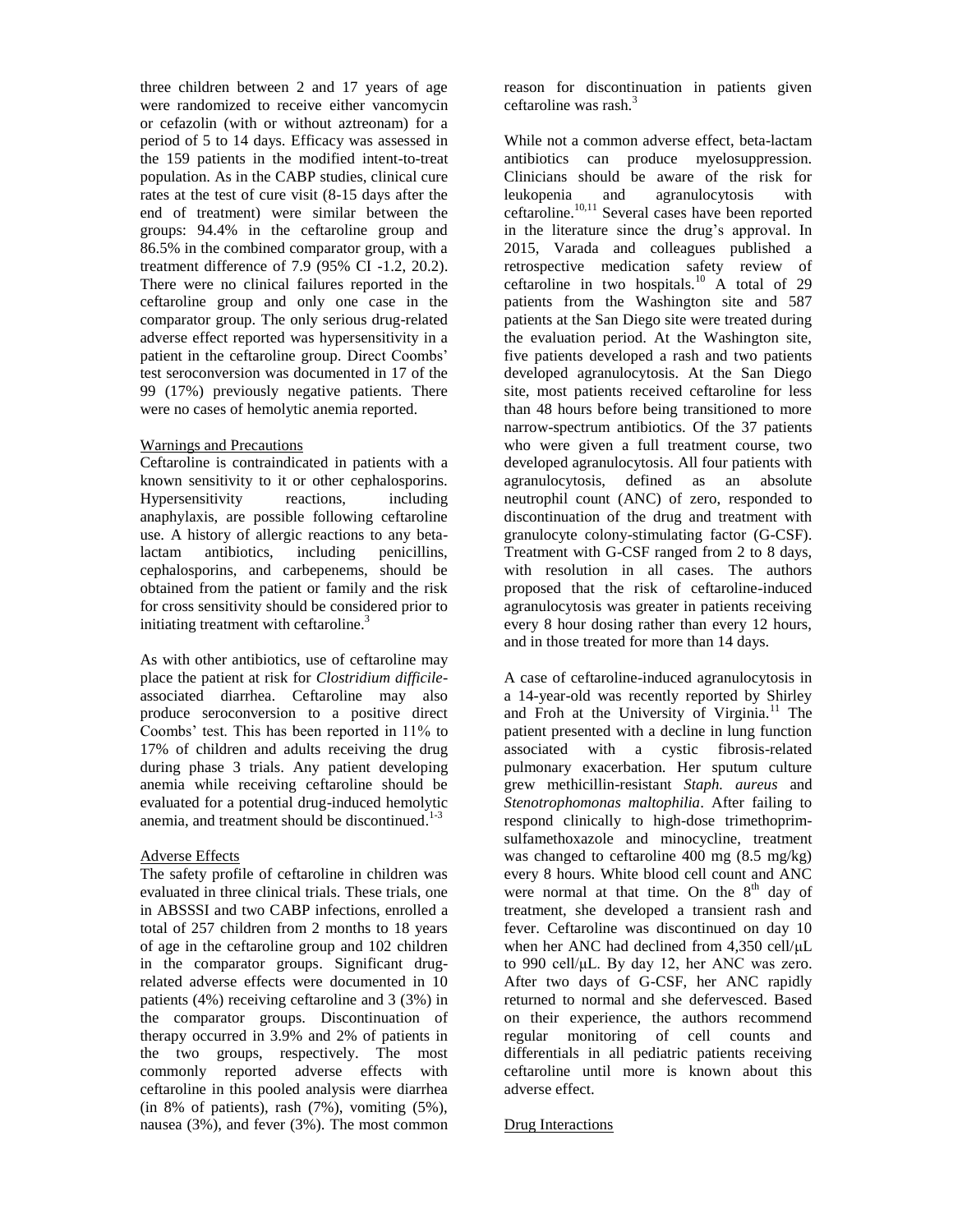three children between 2 and 17 years of age were randomized to receive either vancomycin or cefazolin (with or without aztreonam) for a period of 5 to 14 days. Efficacy was assessed in the 159 patients in the modified intent-to-treat population. As in the CABP studies, clinical cure rates at the test of cure visit (8-15 days after the end of treatment) were similar between the groups: 94.4% in the ceftaroline group and 86.5% in the combined comparator group, with a treatment difference of 7.9 (95% CI -1.2, 20.2). There were no clinical failures reported in the ceftaroline group and only one case in the comparator group. The only serious drug-related adverse effect reported was hypersensitivity in a patient in the ceftaroline group. Direct Coombs' test seroconversion was documented in 17 of the 99 (17%) previously negative patients. There were no cases of hemolytic anemia reported.

## Warnings and Precautions

Ceftaroline is contraindicated in patients with a known sensitivity to it or other cephalosporins. Hypersensitivity reactions, including anaphylaxis, are possible following ceftaroline use. A history of allergic reactions to any beta-lactam antibiotics, including penicillins, cephalosporins, and carbepenems, should be obtained from the patient or family and the risk for cross sensitivity should be considered prior to initiating treatment with ceftaroline.[3]

As with other antibiotics, use of ceftaroline may place the patient at risk for *Clostridium difficile*-associated diarrhea. Ceftaroline may also produce seroconversion to a positive direct Coombs' test. This has been reported in 11% to 17% of children and adults receiving the drug during phase 3 trials. Any patient developing anemia while receiving ceftaroline should be evaluated for a potential drug-induced hemolytic anemia, and treatment should be discontinued.[1-3]

## Adverse Effects

The safety profile of ceftaroline in children was evaluated in three clinical trials. These trials, one in ABSSSI and two CABP infections, enrolled a total of 257 children from 2 months to 18 years of age in the ceftaroline group and 102 children in the comparator groups. Significant drug-related adverse effects were documented in 10 patients (4%) receiving ceftaroline and 3 (3%) in the comparator groups. Discontinuation of therapy occurred in 3.9% and 2% of patients in the two groups, respectively. The most commonly reported adverse effects with ceftaroline in this pooled analysis were diarrhea (in 8% of patients), rash (7%), vomiting (5%), nausea (3%), and fever (3%). The most common reason for discontinuation in patients given ceftaroline was rash.[3]

While not a common adverse effect, beta-lactam antibiotics can produce myelosuppression. Clinicians should be aware of the risk for leukopenia and agranulocytosis with ceftaroline.[10,11] Several cases have been reported in the literature since the drug's approval. In 2015, Varada and colleagues published a retrospective medication safety review of ceftaroline in two hospitals.[10] A total of 29 patients from the Washington site and 587 patients at the San Diego site were treated during the evaluation period. At the Washington site, five patients developed a rash and two patients developed agranulocytosis. At the San Diego site, most patients received ceftaroline for less than 48 hours before being transitioned to more narrow-spectrum antibiotics. Of the 37 patients who were given a full treatment course, two developed agranulocytosis. All four patients with agranulocytosis, defined as an absolute neutrophil count (ANC) of zero, responded to discontinuation of the drug and treatment with granulocyte colony-stimulating factor (G-CSF). Treatment with G-CSF ranged from 2 to 8 days, with resolution in all cases. The authors proposed that the risk of ceftaroline-induced agranulocytosis was greater in patients receiving every 8 hour dosing rather than every 12 hours, and in those treated for more than 14 days.

A case of ceftaroline-induced agranulocytosis in a 14-year-old was recently reported by Shirley and Froh at the University of Virginia.[11] The patient presented with a decline in lung function associated with a cystic fibrosis-related pulmonary exacerbation. Her sputum culture grew methicillin-resistant *Staph. aureus* and *Stenotrophomonas maltophilia*. After failing to respond clinically to high-dose trimethoprim-sulfamethoxazole and minocycline, treatment was changed to ceftaroline 400 mg (8.5 mg/kg) every 8 hours. White blood cell count and ANC were normal at that time. On the 8th day of treatment, she developed a transient rash and fever. Ceftaroline was discontinued on day 10 when her ANC had declined from 4,350 cell/μL to 990 cell/μL. By day 12, her ANC was zero. After two days of G-CSF, her ANC rapidly returned to normal and she defervesced. Based on their experience, the authors recommend regular monitoring of cell counts and differentials in all pediatric patients receiving ceftaroline until more is known about this adverse effect.

## Drug Interactions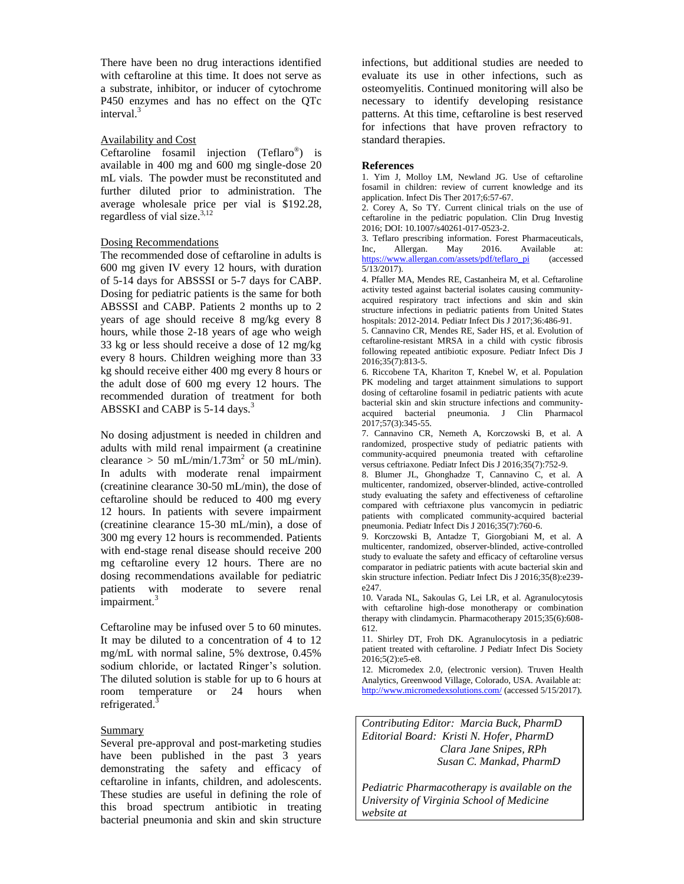There have been no drug interactions identified with ceftaroline at this time. It does not serve as a substrate, inhibitor, or inducer of cytochrome P450 enzymes and has no effect on the QTc interval.[3]

### Availability and Cost

Ceftaroline fosamil injection (Teflaro®) is available in 400 mg and 600 mg single-dose 20 mL vials. The powder must be reconstituted and further diluted prior to administration. The average wholesale price per vial is $192.28, regardless of vial size.[3,12]

### Dosing Recommendations

The recommended dose of ceftaroline in adults is 600 mg given IV every 12 hours, with duration of 5-14 days for ABSSSI or 5-7 days for CABP. Dosing for pediatric patients is the same for both ABSSSI and CABP. Patients 2 months up to 2 years of age should receive 8 mg/kg every 8 hours, while those 2-18 years of age who weigh 33 kg or less should receive a dose of 12 mg/kg every 8 hours. Children weighing more than 33 kg should receive either 400 mg every 8 hours or the adult dose of 600 mg every 12 hours. The recommended duration of treatment for both ABSSKI and CABP is 5-14 days.[3]

No dosing adjustment is needed in children and adults with mild renal impairment (a creatinine clearance > 50 mL/min/1.73m$^2$ or 50 mL/min). In adults with moderate renal impairment (creatinine clearance 30-50 mL/min), the dose of ceftaroline should be reduced to 400 mg every 12 hours. In patients with severe impairment (creatinine clearance 15-30 mL/min), a dose of 300 mg every 12 hours is recommended. Patients with end-stage renal disease should receive 200 mg ceftaroline every 12 hours. There are no dosing recommendations available for pediatric patients with moderate to severe renal impairment.[3]

Ceftaroline may be infused over 5 to 60 minutes. It may be diluted to a concentration of 4 to 12 mg/mL with normal saline, 5% dextrose, 0.45% sodium chloride, or lactated Ringer's solution. The diluted solution is stable for up to 6 hours at room temperature or 24 hours when refrigerated.[3]

### Summary

Several pre-approval and post-marketing studies have been published in the past 3 years demonstrating the safety and efficacy of ceftaroline in infants, children, and adolescents. These studies are useful in defining the role of this broad spectrum antibiotic in treating bacterial pneumonia and skin and skin structure infections, but additional studies are needed to evaluate its use in other infections, such as osteomyelitis. Continued monitoring will also be necessary to identify developing resistance patterns. At this time, ceftaroline is best reserved for infections that have proven refractory to standard therapies.

## References

1. Yim J, Molloy LM, Newland JG. Use of ceftaroline fosamil in children: review of current knowledge and its application. Infect Dis Ther 2017;6:57-67.
2. Corey A, So TY. Current clinical trials on the use of ceftaroline in the pediatric population. Clin Drug Investig 2016; DOI: 10.1007/s40261-017-0523-2.
3. Teflaro prescribing information. Forest Pharmaceuticals, Inc, Allergan. May 2016. Available at: https://www.allergan.com/assets/pdf/teflaro_pi (accessed 5/13/2017).
4. Pfaller MA, Mendes RE, Castanheira M, et al. Ceftaroline activity tested against bacterial isolates causing community-acquired respiratory tract infections and skin and skin structure infections in pediatric patients from United States hospitals: 2012-2014. Pediatr Infect Dis J 2017;36:486-91.
5. Cannavino CR, Mendes RE, Sader HS, et al. Evolution of ceftaroline-resistant MRSA in a child with cystic fibrosis following repeated antibiotic exposure. Pediatr Infect Dis J 2016;35(7):813-5.
6. Riccobene TA, Khariton T, Knebel W, et al. Population PK modeling and target attainment simulations to support dosing of ceftaroline fosamil in pediatric patients with acute bacterial skin and skin structure infections and community-acquired bacterial pneumonia. J Clin Pharmacol 2017;57(3):345-55.
7. Cannavino CR, Nemeth A, Korczowski B, et al. A randomized, prospective study of pediatric patients with community-acquired pneumonia treated with ceftaroline versus ceftriaxone. Pediatr Infect Dis J 2016;35(7):752-9.
8. Blumer JL, Ghonghadze T, Cannavino C, et al. A multicenter, randomized, observer-blinded, active-controlled study evaluating the safety and effectiveness of ceftaroline compared with ceftriaxone plus vancomycin in pediatric patients with complicated community-acquired bacterial pneumonia. Pediatr Infect Dis J 2016;35(7):760-6.
9. Korczowski B, Antadze T, Giorgobiani M, et al. A multicenter, randomized, observer-blinded, active-controlled study to evaluate the safety and efficacy of ceftaroline versus comparator in pediatric patients with acute bacterial skin and skin structure infection. Pediatr Infect Dis J 2016;35(8):e239-e247.
10. Varada NL, Sakoulas G, Lei LR, et al. Agranulocytosis with ceftaroline high-dose monotherapy or combination therapy with clindamycin. Pharmacotherapy 2015;35(6):608-612.
11. Shirley DT, Froh DK. Agranulocytosis in a pediatric patient treated with ceftaroline. J Pediatr Infect Dis Society 2016;5(2):e5-e8.
12. Micromedex 2.0, (electronic version). Truven Health Analytics, Greenwood Village, Colorado, USA. Available at: http://www.micromedexsolutions.com/ (accessed 5/15/2017).

*Contributing Editor: Marcia Buck, PharmD*
*Editorial Board: Kristi N. Hofer, PharmD*
*Clara Jane Snipes, RPh*
*Susan C. Mankad, PharmD*

*Pediatric Pharmacotherapy is available on the University of Virginia School of Medicine website at*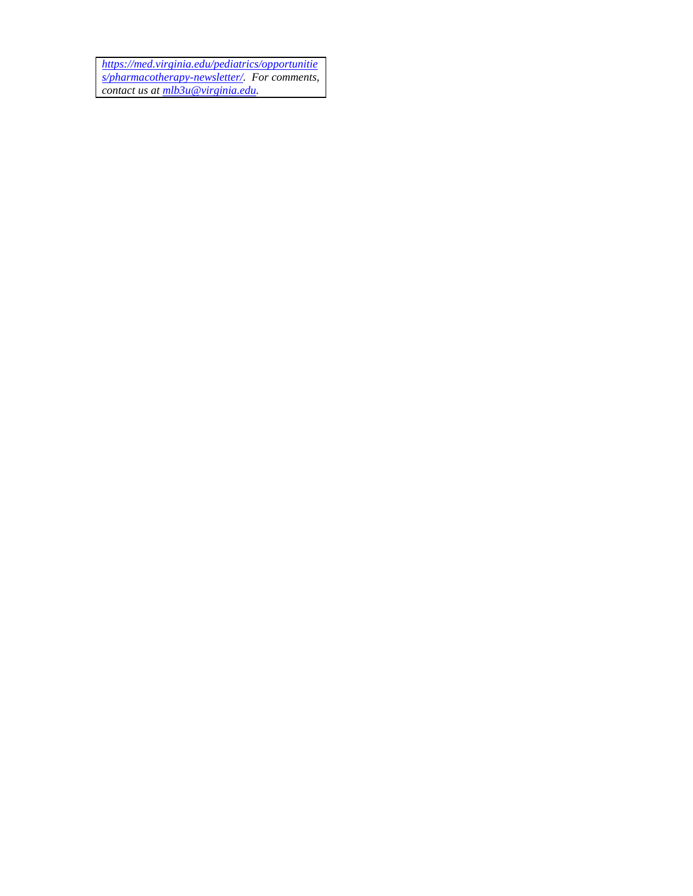*https://med.virginia.edu/pediatrics/opportunities/pharmacotherapy-newsletter/. For comments, contact us at mlb3u@virginia.edu.*